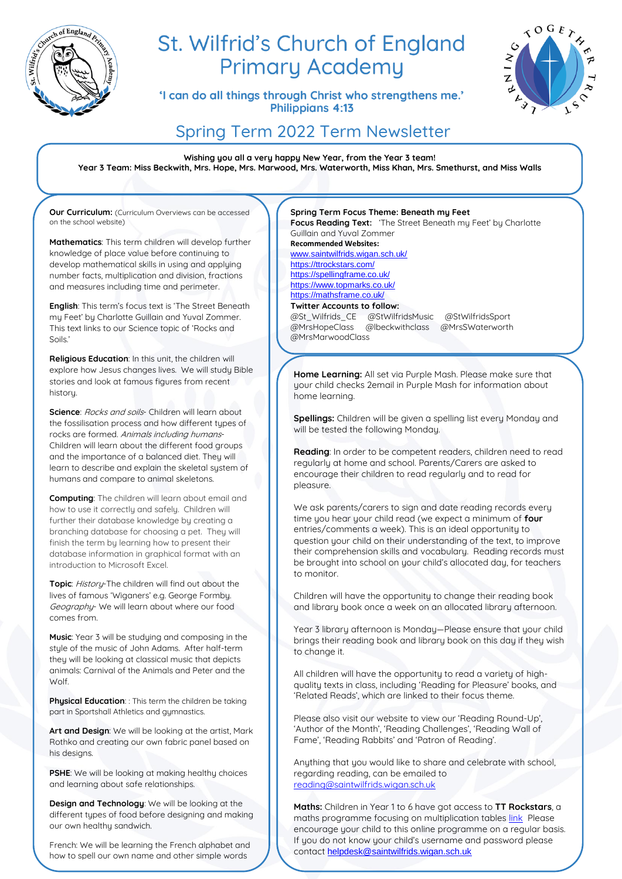# St. Wilfrid's Church of England Primary Academy

**'I can do all things through Christ who strengthens me.'**
**Philippians 4:13**

## Spring Term 2022 Term Newsletter

**Wishing you all a very happy New Year, from the Year 3 team!**
**Year 3 Team: Miss Beckwith, Mrs. Hope, Mrs. Marwood, Mrs. Waterworth, Miss Khan, Mrs. Smethurst, and Miss Walls**

**Our Curriculum:** (Curriculum Overviews can be accessed on the school website)

**Mathematics**: This term children will develop further knowledge of place value before continuing to develop mathematical skills in using and applying number facts, multiplication and division, fractions and measures including time and perimeter.

**English**: This term's focus text is 'The Street Beneath my Feet' by Charlotte Guillain and Yuval Zommer. This text links to our Science topic of 'Rocks and Soils.'

**Religious Education**: In this unit, the children will explore how Jesus changes lives. We will study Bible stories and look at famous figures from recent history.

**Science**: *Rocks and soils*- Children will learn about the fossilisation process and how different types of rocks are formed. *Animals including humans*- Children will learn about the different food groups and the importance of a balanced diet. They will learn to describe and explain the skeletal system of humans and compare to animal skeletons.

**Computing**: The children will learn about email and how to use it correctly and safely. Children will further their database knowledge by creating a branching database for choosing a pet. They will finish the term by learning how to present their database information in graphical format with an introduction to Microsoft Excel.

**Topic**: *History*-The children will find out about the lives of famous 'Wiganers' e.g. George Formby. *Geography*- We will learn about where our food comes from.

**Music**: Year 3 will be studying and composing in the style of the music of John Adams. After half-term they will be looking at classical music that depicts animals: Carnival of the Animals and Peter and the Wolf.

**Physical Education**: : This term the children be taking part in Sportshall Athletics and gymnastics.

**Art and Design**: We will be looking at the artist, Mark Rothko and creating our own fabric panel based on his designs.

**PSHE**: We will be looking at making healthy choices and learning about safe relationships.

**Design and Technology**: We will be looking at the different types of food before designing and making our own healthy sandwich.

French: We will be learning the French alphabet and how to spell our own name and other simple words

**Spring Term Focus Theme: Beneath my Feet**
**Focus Reading Text:** 'The Street Beneath my Feet' by Charlotte Guillain and Yuval Zommer
**Recommended Websites:**
www.saintwilfrids.wigan.sch.uk/
https://ttrockstars.com/
https://spellingframe.co.uk/
https://www.topmarks.co.uk/
https://mathsframe.co.uk/
**Twitter Accounts to follow:**
@St_Wilfrids_CE @StWilfridsMusic @StWilfridsSport @MrsHopeClass @lbeckwithclass @MrsSWaterworth @MrsMarwoodClass

**Home Learning:** All set via Purple Mash. Please make sure that your child checks 2email in Purple Mash for information about home learning.

**Spellings:** Children will be given a spelling list every Monday and will be tested the following Monday.

**Reading**: In order to be competent readers, children need to read regularly at home and school. Parents/Carers are asked to encourage their children to read regularly and to read for pleasure.

We ask parents/carers to sign and date reading records every time you hear your child read (we expect a minimum of **four** entries/comments a week). This is an ideal opportunity to question your child on their understanding of the text, to improve their comprehension skills and vocabulary. Reading records must be brought into school on your child's allocated day, for teachers to monitor.

Children will have the opportunity to change their reading book and library book once a week on an allocated library afternoon.

Year 3 library afternoon is Monday—Please ensure that your child brings their reading book and library book on this day if they wish to change it.

All children will have the opportunity to read a variety of high-quality texts in class, including 'Reading for Pleasure' books, and 'Related Reads', which are linked to their focus theme.

Please also visit our website to view our 'Reading Round-Up', 'Author of the Month', 'Reading Challenges', 'Reading Wall of Fame', 'Reading Rabbits' and 'Patron of Reading'.

Anything that you would like to share and celebrate with school, regarding reading, can be emailed to reading@saintwilfrids.wigan.sch.uk

**Maths:** Children in Year 1 to 6 have got access to **TT Rockstars**, a maths programme focusing on multiplication tables link Please encourage your child to this online programme on a regular basis. If you do not know your child's username and password please contact helpdesk@saintwilfrids.wigan.sch.uk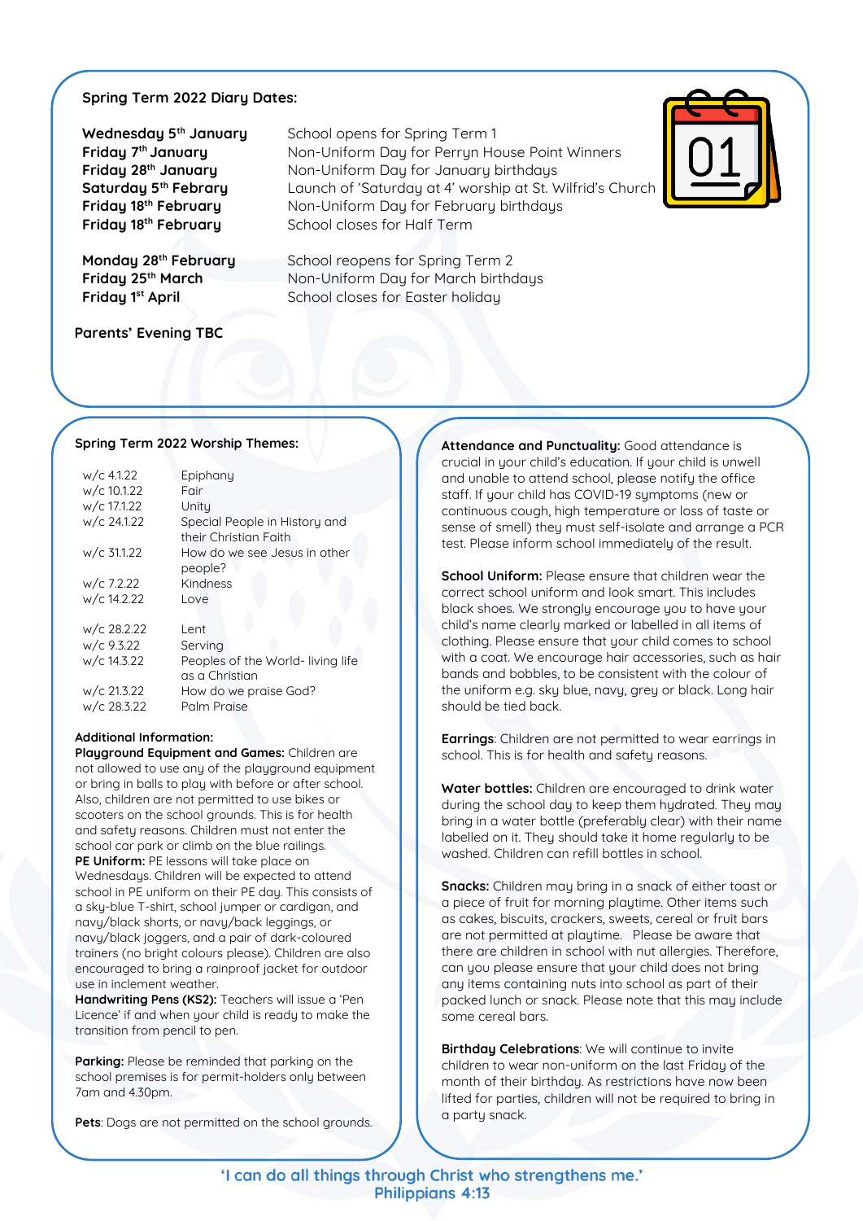## Spring Term 2022 Diary Dates:

| | |
|---|---|
| **Wednesday 5th January** | School opens for Spring Term 1 |
| **Friday 7th January** | Non-Uniform Day for Perryn House Point Winners |
| **Friday 28th January** | Non-Uniform Day for January birthdays |
| **Saturday 5th Febrary** | Launch of 'Saturday at 4' worship at St. Wilfrid's Church |
| **Friday 18th February** | Non-Uniform Day for February birthdays |
| **Friday 18th February** | School closes for Half Term |
| **Monday 28th February** | School reopens for Spring Term 2 |
| **Friday 25th March** | Non-Uniform Day for March birthdays |
| **Friday 1st April** | School closes for Easter holiday |

**Parents' Evening TBC**

### Spring Term 2022 Worship Themes:

| | |
|---|---|
| w/c 4.1.22 | Epiphany |
| w/c 10.1.22 | Fair |
| w/c 17.1.22 | Unity |
| w/c 24.1.22 | Special People in History and their Christian Faith |
| w/c 31.1.22 | How do we see Jesus in other people? |
| w/c 7.2.22 | Kindness |
| w/c 14.2.22 | Love |
| w/c 28.2.22 | Lent |
| w/c 9.3.22 | Serving |
| w/c 14.3.22 | Peoples of the World- living life as a Christian |
| w/c 21.3.22 | How do we praise God? |
| w/c 28.3.22 | Palm Praise |

**Additional Information:**

**Playground Equipment and Games:** Children are not allowed to use any of the playground equipment or bring in balls to play with before or after school. Also, children are not permitted to use bikes or scooters on the school grounds. This is for health and safety reasons. Children must not enter the school car park or climb on the blue railings.

**PE Uniform:** PE lessons will take place on Wednesdays. Children will be expected to attend school in PE uniform on their PE day. This consists of a sky-blue T-shirt, school jumper or cardigan, and navy/black shorts, or navy/back leggings, or navy/black joggers, and a pair of dark-coloured trainers (no bright colours please). Children are also encouraged to bring a rainproof jacket for outdoor use in inclement weather.

**Handwriting Pens (KS2):** Teachers will issue a 'Pen Licence' if and when your child is ready to make the transition from pencil to pen.

**Parking:** Please be reminded that parking on the school premises is for permit-holders only between 7am and 4.30pm.

**Pets**: Dogs are not permitted on the school grounds.

**Attendance and Punctuality:** Good attendance is crucial in your child's education. If your child is unwell and unable to attend school, please notify the office staff. If your child has COVID-19 symptoms (new or continuous cough, high temperature or loss of taste or sense of smell) they must self-isolate and arrange a PCR test. Please inform school immediately of the result.

**School Uniform:** Please ensure that children wear the correct school uniform and look smart. This includes black shoes. We strongly encourage you to have your child's name clearly marked or labelled in all items of clothing. Please ensure that your child comes to school with a coat. We encourage hair accessories, such as hair bands and bobbles, to be consistent with the colour of the uniform e.g. sky blue, navy, grey or black. Long hair should be tied back.

**Earrings**: Children are not permitted to wear earrings in school. This is for health and safety reasons.

**Water bottles:** Children are encouraged to drink water during the school day to keep them hydrated. They may bring in a water bottle (preferably clear) with their name labelled on it. They should take it home regularly to be washed. Children can refill bottles in school.

**Snacks:** Children may bring in a snack of either toast or a piece of fruit for morning playtime. Other items such as cakes, biscuits, crackers, sweets, cereal or fruit bars are not permitted at playtime. Please be aware that there are children in school with nut allergies. Therefore, can you please ensure that your child does not bring any items containing nuts into school as part of their packed lunch or snack. Please note that this may include some cereal bars.

**Birthday Celebrations**: We will continue to invite children to wear non-uniform on the last Friday of the month of their birthday. As restrictions have now been lifted for parties, children will not be required to bring in a party snack.

**'I can do all things through Christ who strengthens me.'**
**Philippians 4:13**